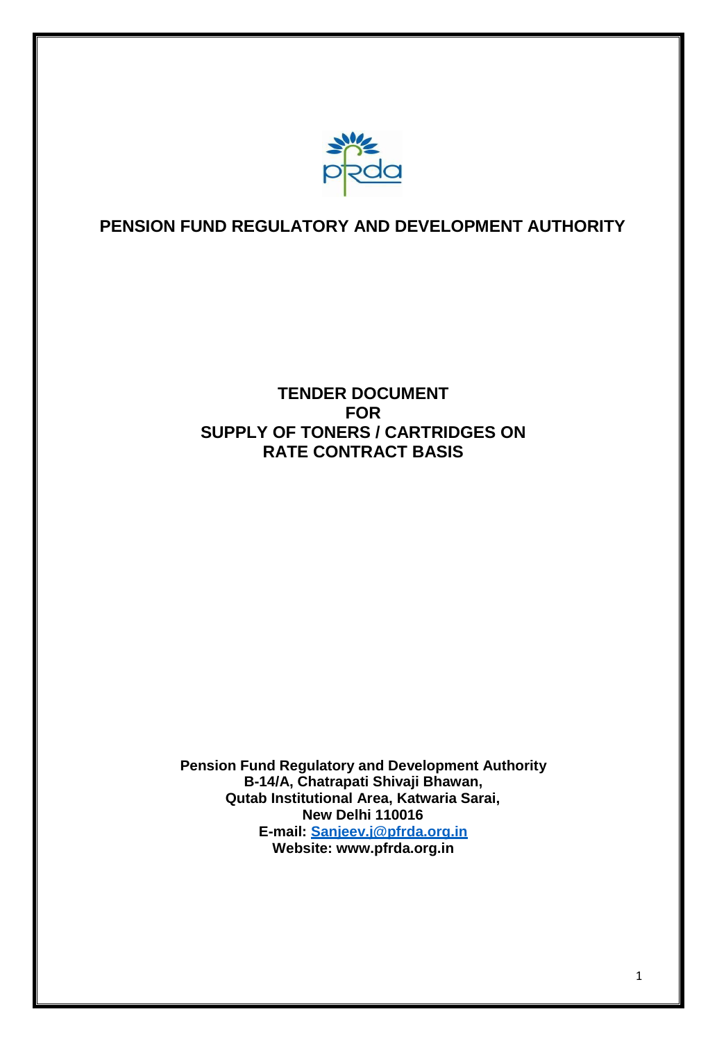# PENSION FUND REGULATORY AND DEVELOPMENT AUTHORITY

## TENDER DOCUMENT
## FOR
## SUPPLY OF TONERS / CARTRIDGES ON RATE CONTRACT BASIS

**Pension Fund Regulatory and Development Authority**
**B-14/A, Chatrapati Shivaji Bhawan,**
**Qutab Institutional Area, Katwaria Sarai,**
**New Delhi 110016**
**E-mail: Sanjeev.j@pfrda.org.in**
**Website: www.pfrda.org.in**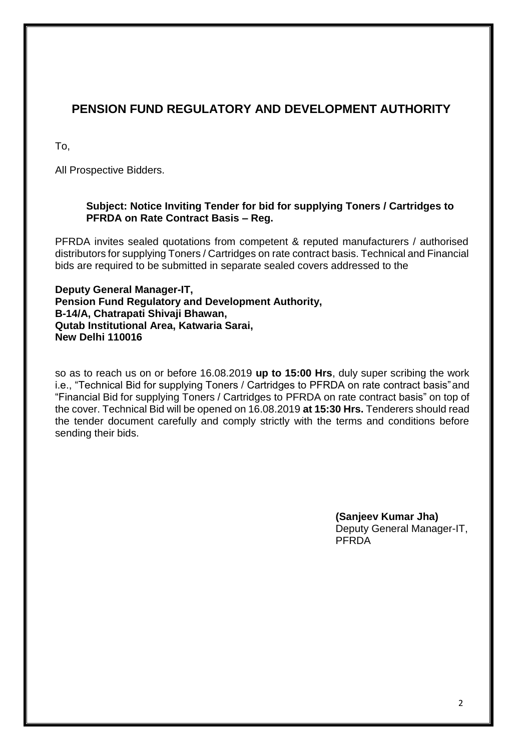## PENSION FUND REGULATORY AND DEVELOPMENT AUTHORITY

To,

All Prospective Bidders.

**Subject: Notice Inviting Tender for bid for supplying Toners / Cartridges to PFRDA on Rate Contract Basis – Reg.**

PFRDA invites sealed quotations from competent & reputed manufacturers / authorised distributors for supplying Toners / Cartridges on rate contract basis. Technical and Financial bids are required to be submitted in separate sealed covers addressed to the

**Deputy General Manager-IT,**
**Pension Fund Regulatory and Development Authority,**
**B-14/A, Chatrapati Shivaji Bhawan,**
**Qutab Institutional Area, Katwaria Sarai,**
**New Delhi 110016**

so as to reach us on or before 16.08.2019 **up to 15:00 Hrs**, duly super scribing the work i.e., "Technical Bid for supplying Toners / Cartridges to PFRDA on rate contract basis" and "Financial Bid for supplying Toners / Cartridges to PFRDA on rate contract basis" on top of the cover. Technical Bid will be opened on 16.08.2019 **at 15:30 Hrs.** Tenderers should read the tender document carefully and comply strictly with the terms and conditions before sending their bids.

**(Sanjeev Kumar Jha)**
Deputy General Manager-IT,
PFRDA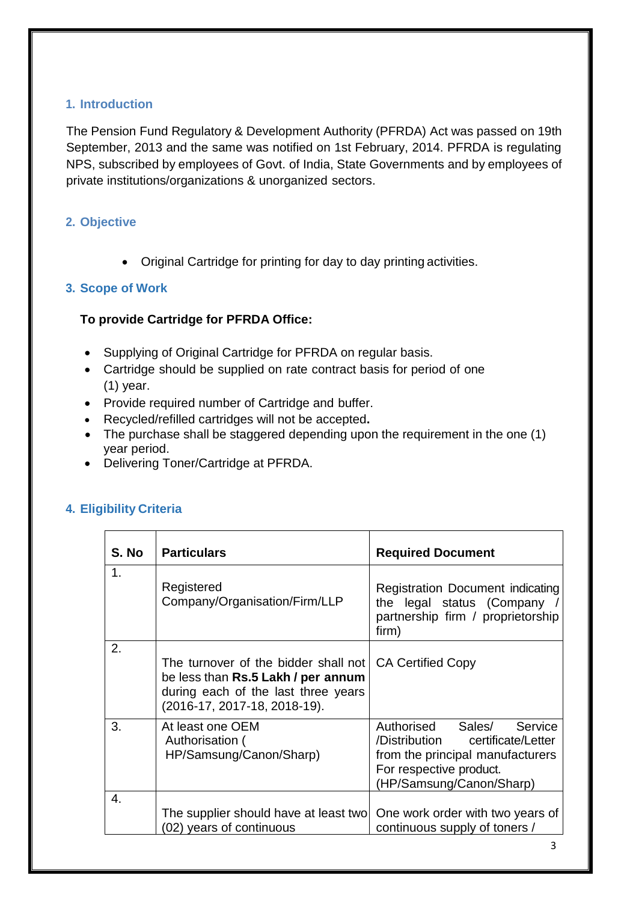## 1. Introduction

The Pension Fund Regulatory & Development Authority (PFRDA) Act was passed on 19th September, 2013 and the same was notified on 1st February, 2014. PFRDA is regulating NPS, subscribed by employees of Govt. of India, State Governments and by employees of private institutions/organizations & unorganized sectors.

## 2. Objective

- Original Cartridge for printing for day to day printing activities.

## 3. Scope of Work

**To provide Cartridge for PFRDA Office:**

- Supplying of Original Cartridge for PFRDA on regular basis.
- Cartridge should be supplied on rate contract basis for period of one (1) year.
- Provide required number of Cartridge and buffer.
- Recycled/refilled cartridges will not be accepted**.**
- The purchase shall be staggered depending upon the requirement in the one (1) year period.
- Delivering Toner/Cartridge at PFRDA.

## 4. Eligibility Criteria

| S. No | Particulars | Required Document |
|---|---|---|
| 1. | Registered Company/Organisation/Firm/LLP | Registration Document indicating the legal status (Company / partnership firm / proprietorship firm) |
| 2. | The turnover of the bidder shall not be less than **Rs.5 Lakh / per annum** during each of the last three years (2016-17, 2017-18, 2018-19). | CA Certified Copy |
| 3. | At least one OEM Authorisation ( HP/Samsung/Canon/Sharp) | Authorised Sales/ Service /Distribution certificate/Letter from the principal manufacturers For respective product. (HP/Samsung/Canon/Sharp) |
| 4. | The supplier should have at least two (02) years of continuous | One work order with two years of continuous supply of toners / |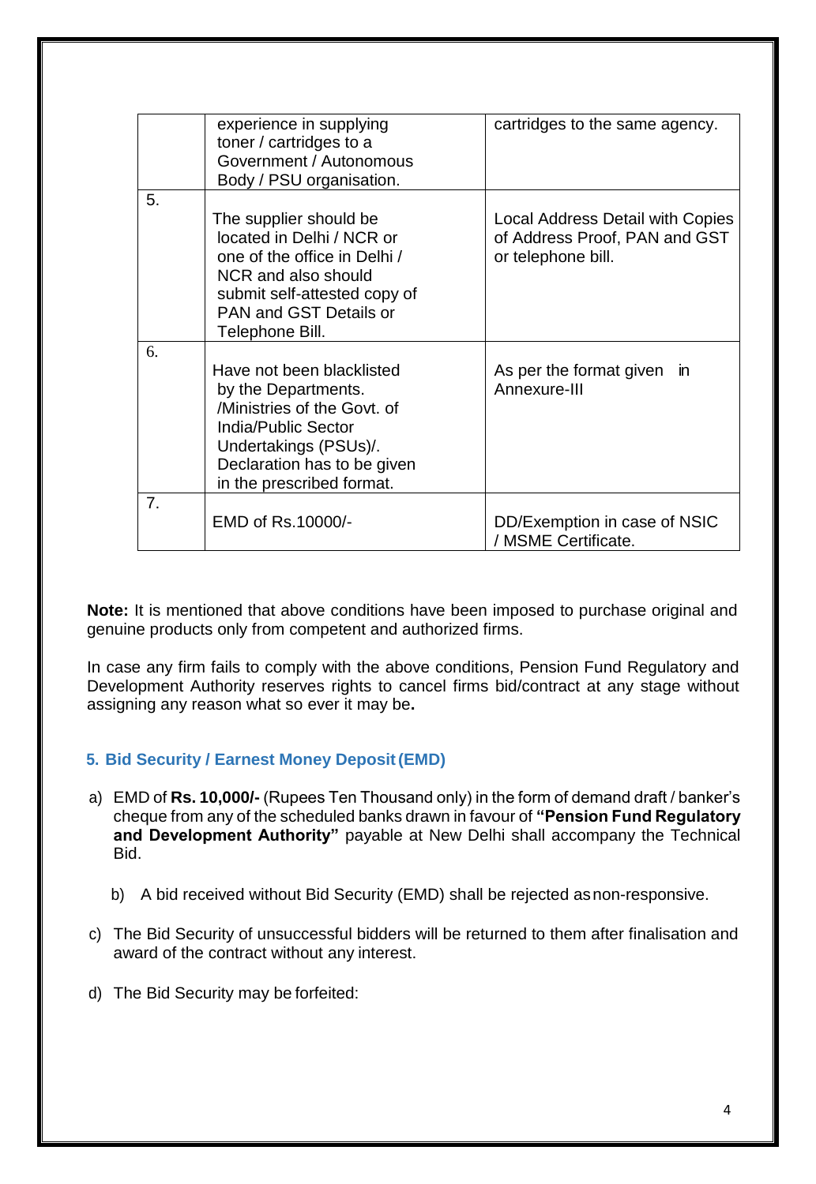|  |  |  |
|---|---|---|
|  | experience in supplying toner / cartridges to a Government / Autonomous Body / PSU organisation. | cartridges to the same agency. |
| 5. | The supplier should be located in Delhi / NCR or one of the office in Delhi / NCR and also should submit self-attested copy of PAN and GST Details or Telephone Bill. | Local Address Detail with Copies of Address Proof, PAN and GST or telephone bill. |
| 6. | Have not been blacklisted by the Departments. /Ministries of the Govt. of India/Public Sector Undertakings (PSUs)/. Declaration has to be given in the prescribed format. | As per the format given in Annexure-III |
| 7. | EMD of Rs.10000/- | DD/Exemption in case of NSIC / MSME Certificate. |

**Note:** It is mentioned that above conditions have been imposed to purchase original and genuine products only from competent and authorized firms.

In case any firm fails to comply with the above conditions, Pension Fund Regulatory and Development Authority reserves rights to cancel firms bid/contract at any stage without assigning any reason what so ever it may be**.**

### 5. Bid Security / Earnest Money Deposit (EMD)

a) EMD of **Rs. 10,000/-** (Rupees Ten Thousand only) in the form of demand draft / banker's cheque from any of the scheduled banks drawn in favour of **"Pension Fund Regulatory and Development Authority"** payable at New Delhi shall accompany the Technical Bid.

b) A bid received without Bid Security (EMD) shall be rejected as non-responsive.

c) The Bid Security of unsuccessful bidders will be returned to them after finalisation and award of the contract without any interest.

d) The Bid Security may be forfeited: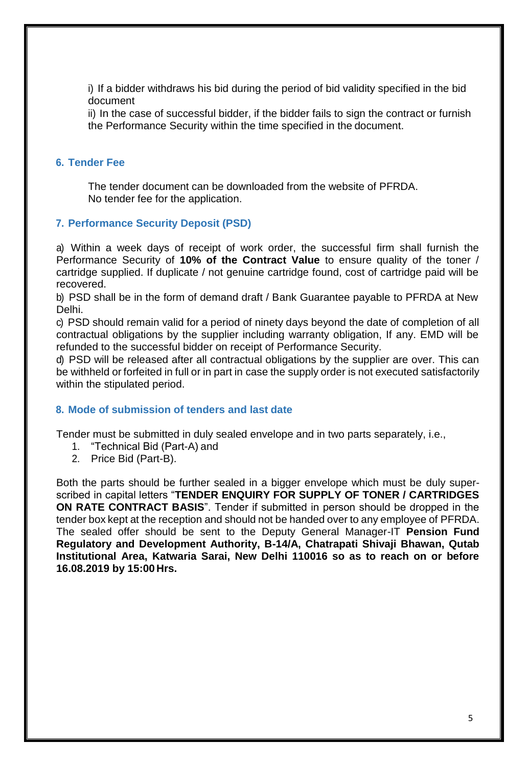i) If a bidder withdraws his bid during the period of bid validity specified in the bid document

ii) In the case of successful bidder, if the bidder fails to sign the contract or furnish the Performance Security within the time specified in the document.

## 6. Tender Fee

The tender document can be downloaded from the website of PFRDA.
No tender fee for the application.

## 7. Performance Security Deposit (PSD)

a) Within a week days of receipt of work order, the successful firm shall furnish the Performance Security of **10% of the Contract Value** to ensure quality of the toner / cartridge supplied. If duplicate / not genuine cartridge found, cost of cartridge paid will be recovered.

b) PSD shall be in the form of demand draft / Bank Guarantee payable to PFRDA at New Delhi.

c) PSD should remain valid for a period of ninety days beyond the date of completion of all contractual obligations by the supplier including warranty obligation, If any. EMD will be refunded to the successful bidder on receipt of Performance Security.

d) PSD will be released after all contractual obligations by the supplier are over. This can be withheld or forfeited in full or in part in case the supply order is not executed satisfactorily within the stipulated period.

## 8. Mode of submission of tenders and last date

Tender must be submitted in duly sealed envelope and in two parts separately, i.e.,

1. "Technical Bid (Part-A) and
2. Price Bid (Part-B).

Both the parts should be further sealed in a bigger envelope which must be duly super-scribed in capital letters "**TENDER ENQUIRY FOR SUPPLY OF TONER / CARTRIDGES ON RATE CONTRACT BASIS**". Tender if submitted in person should be dropped in the tender box kept at the reception and should not be handed over to any employee of PFRDA. The sealed offer should be sent to the Deputy General Manager-IT **Pension Fund Regulatory and Development Authority, B-14/A, Chatrapati Shivaji Bhawan, Qutab Institutional Area, Katwaria Sarai, New Delhi 110016 so as to reach on or before 16.08.2019 by 15:00 Hrs.**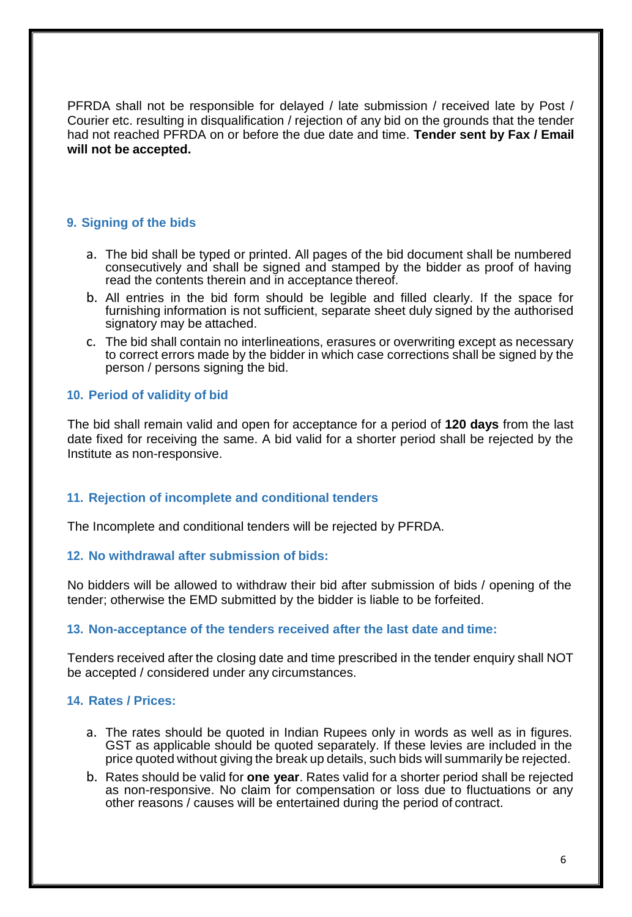PFRDA shall not be responsible for delayed / late submission / received late by Post / Courier etc. resulting in disqualification / rejection of any bid on the grounds that the tender had not reached PFRDA on or before the due date and time. **Tender sent by Fax / Email will not be accepted.**

### 9. Signing of the bids

a. The bid shall be typed or printed. All pages of the bid document shall be numbered consecutively and shall be signed and stamped by the bidder as proof of having read the contents therein and in acceptance thereof.

b. All entries in the bid form should be legible and filled clearly. If the space for furnishing information is not sufficient, separate sheet duly signed by the authorised signatory may be attached.

c. The bid shall contain no interlineations, erasures or overwriting except as necessary to correct errors made by the bidder in which case corrections shall be signed by the person / persons signing the bid.

### 10. Period of validity of bid

The bid shall remain valid and open for acceptance for a period of **120 days** from the last date fixed for receiving the same. A bid valid for a shorter period shall be rejected by the Institute as non-responsive.

### 11. Rejection of incomplete and conditional tenders

The Incomplete and conditional tenders will be rejected by PFRDA.

### 12. No withdrawal after submission of bids:

No bidders will be allowed to withdraw their bid after submission of bids / opening of the tender; otherwise the EMD submitted by the bidder is liable to be forfeited.

### 13. Non-acceptance of the tenders received after the last date and time:

Tenders received after the closing date and time prescribed in the tender enquiry shall NOT be accepted / considered under any circumstances.

### 14. Rates / Prices:

a. The rates should be quoted in Indian Rupees only in words as well as in figures. GST as applicable should be quoted separately. If these levies are included in the price quoted without giving the break up details, such bids will summarily be rejected.

b. Rates should be valid for **one year**. Rates valid for a shorter period shall be rejected as non-responsive. No claim for compensation or loss due to fluctuations or any other reasons / causes will be entertained during the period of contract.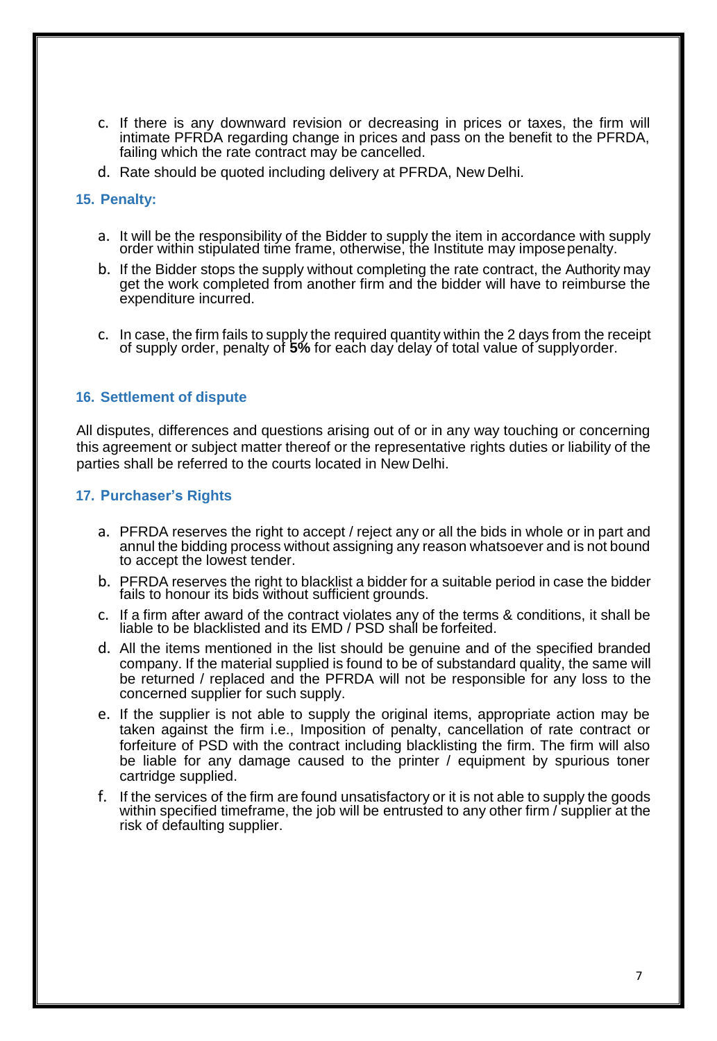c. If there is any downward revision or decreasing in prices or taxes, the firm will intimate PFRDA regarding change in prices and pass on the benefit to the PFRDA, failing which the rate contract may be cancelled.

d. Rate should be quoted including delivery at PFRDA, New Delhi.

### 15. Penalty:

a. It will be the responsibility of the Bidder to supply the item in accordance with supply order within stipulated time frame, otherwise, the Institute may impose penalty.

b. If the Bidder stops the supply without completing the rate contract, the Authority may get the work completed from another firm and the bidder will have to reimburse the expenditure incurred.

c. In case, the firm fails to supply the required quantity within the 2 days from the receipt of supply order, penalty of **5%** for each day delay of total value of supply order.

### 16. Settlement of dispute

All disputes, differences and questions arising out of or in any way touching or concerning this agreement or subject matter thereof or the representative rights duties or liability of the parties shall be referred to the courts located in New Delhi.

### 17. Purchaser's Rights

a. PFRDA reserves the right to accept / reject any or all the bids in whole or in part and annul the bidding process without assigning any reason whatsoever and is not bound to accept the lowest tender.

b. PFRDA reserves the right to blacklist a bidder for a suitable period in case the bidder fails to honour its bids without sufficient grounds.

c. If a firm after award of the contract violates any of the terms & conditions, it shall be liable to be blacklisted and its EMD / PSD shall be forfeited.

d. All the items mentioned in the list should be genuine and of the specified branded company. If the material supplied is found to be of substandard quality, the same will be returned / replaced and the PFRDA will not be responsible for any loss to the concerned supplier for such supply.

e. If the supplier is not able to supply the original items, appropriate action may be taken against the firm i.e., Imposition of penalty, cancellation of rate contract or forfeiture of PSD with the contract including blacklisting the firm. The firm will also be liable for any damage caused to the printer / equipment by spurious toner cartridge supplied.

f. If the services of the firm are found unsatisfactory or it is not able to supply the goods within specified timeframe, the job will be entrusted to any other firm / supplier at the risk of defaulting supplier.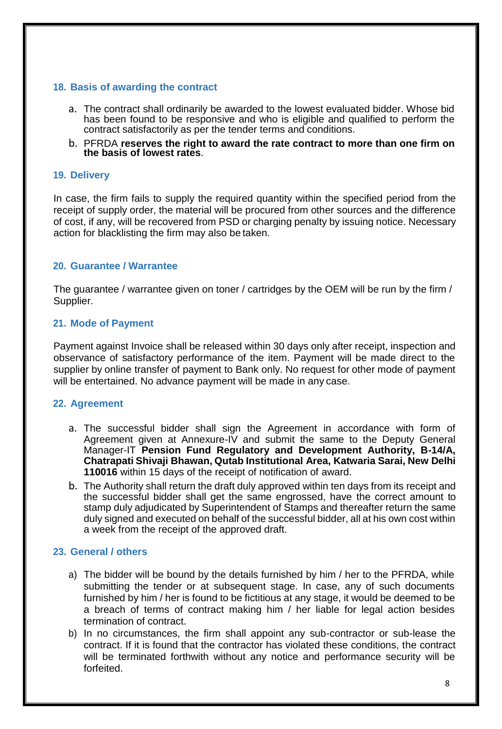## 18. Basis of awarding the contract

a. The contract shall ordinarily be awarded to the lowest evaluated bidder. Whose bid has been found to be responsive and who is eligible and qualified to perform the contract satisfactorily as per the tender terms and conditions.

b. PFRDA **reserves the right to award the rate contract to more than one firm on the basis of lowest rates**.

## 19. Delivery

In case, the firm fails to supply the required quantity within the specified period from the receipt of supply order, the material will be procured from other sources and the difference of cost, if any, will be recovered from PSD or charging penalty by issuing notice. Necessary action for blacklisting the firm may also be taken.

## 20. Guarantee / Warrantee

The guarantee / warrantee given on toner / cartridges by the OEM will be run by the firm / Supplier.

## 21. Mode of Payment

Payment against Invoice shall be released within 30 days only after receipt, inspection and observance of satisfactory performance of the item. Payment will be made direct to the supplier by online transfer of payment to Bank only. No request for other mode of payment will be entertained. No advance payment will be made in any case.

## 22. Agreement

a. The successful bidder shall sign the Agreement in accordance with form of Agreement given at Annexure-IV and submit the same to the Deputy General Manager-IT **Pension Fund Regulatory and Development Authority, B-14/A, Chatrapati Shivaji Bhawan, Qutab Institutional Area, Katwaria Sarai, New Delhi 110016** within 15 days of the receipt of notification of award.

b. The Authority shall return the draft duly approved within ten days from its receipt and the successful bidder shall get the same engrossed, have the correct amount to stamp duty adjudicated by Superintendent of Stamps and thereafter return the same duly signed and executed on behalf of the successful bidder, all at his own cost within a week from the receipt of the approved draft.

## 23. General / others

a) The bidder will be bound by the details furnished by him / her to the PFRDA, while submitting the tender or at subsequent stage. In case, any of such documents furnished by him / her is found to be fictitious at any stage, it would be deemed to be a breach of terms of contract making him / her liable for legal action besides termination of contract.

b) In no circumstances, the firm shall appoint any sub-contractor or sub-lease the contract. If it is found that the contractor has violated these conditions, the contract will be terminated forthwith without any notice and performance security will be forfeited.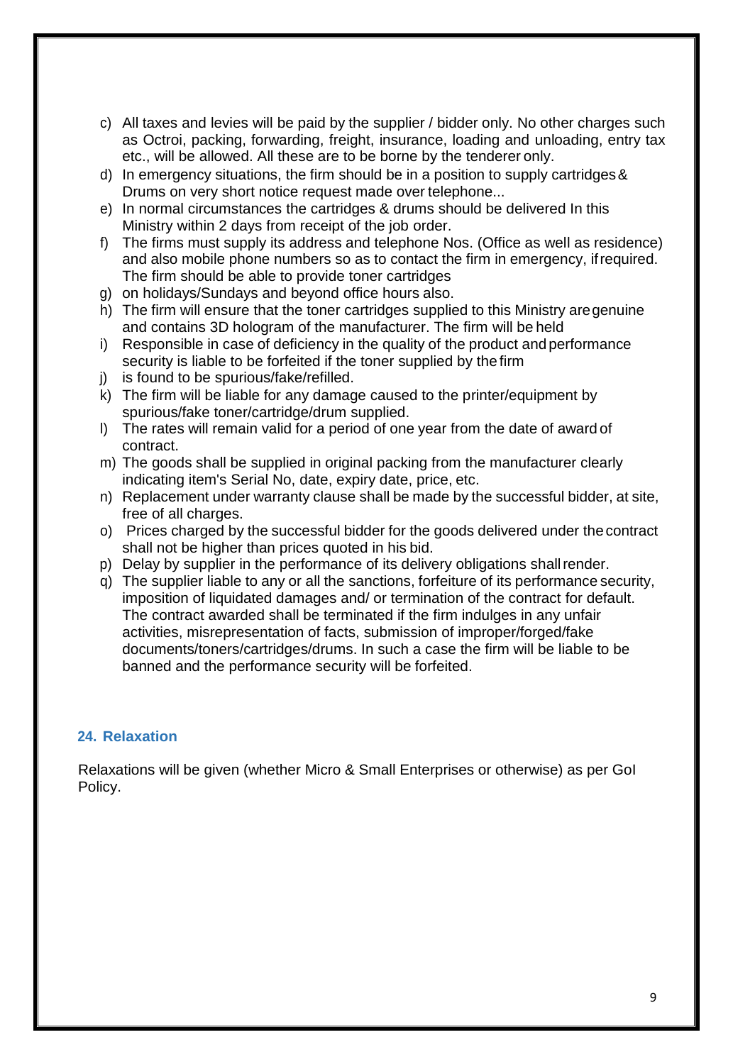c) All taxes and levies will be paid by the supplier / bidder only. No other charges such as Octroi, packing, forwarding, freight, insurance, loading and unloading, entry tax etc., will be allowed. All these are to be borne by the tenderer only.
d) In emergency situations, the firm should be in a position to supply cartridges & Drums on very short notice request made over telephone...
e) In normal circumstances the cartridges & drums should be delivered In this Ministry within 2 days from receipt of the job order.
f) The firms must supply its address and telephone Nos. (Office as well as residence) and also mobile phone numbers so as to contact the firm in emergency, if required. The firm should be able to provide toner cartridges
g) on holidays/Sundays and beyond office hours also.
h) The firm will ensure that the toner cartridges supplied to this Ministry are genuine and contains 3D hologram of the manufacturer. The firm will be held
i) Responsible in case of deficiency in the quality of the product and performance security is liable to be forfeited if the toner supplied by the firm
j) is found to be spurious/fake/refilled.
k) The firm will be liable for any damage caused to the printer/equipment by spurious/fake toner/cartridge/drum supplied.
l) The rates will remain valid for a period of one year from the date of award of contract.
m) The goods shall be supplied in original packing from the manufacturer clearly indicating item's Serial No, date, expiry date, price, etc.
n) Replacement under warranty clause shall be made by the successful bidder, at site, free of all charges.
o) Prices charged by the successful bidder for the goods delivered under the contract shall not be higher than prices quoted in his bid.
p) Delay by supplier in the performance of its delivery obligations shall render.
q) The supplier liable to any or all the sanctions, forfeiture of its performance security, imposition of liquidated damages and/ or termination of the contract for default. The contract awarded shall be terminated if the firm indulges in any unfair activities, misrepresentation of facts, submission of improper/forged/fake documents/toners/cartridges/drums. In such a case the firm will be liable to be banned and the performance security will be forfeited.

## 24. Relaxation

Relaxations will be given (whether Micro & Small Enterprises or otherwise) as per GoI Policy.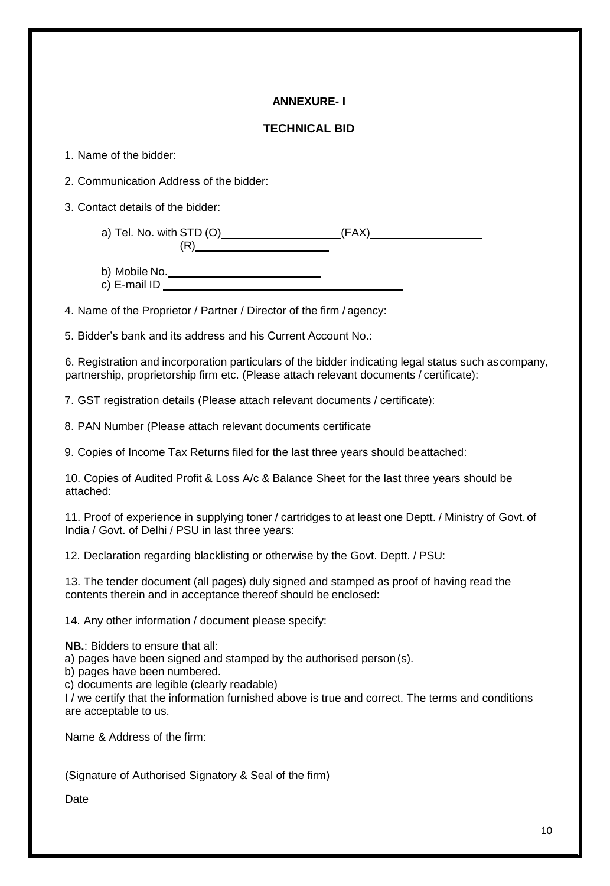**ANNEXURE- I**

**TECHNICAL BID**

1. Name of the bidder:

2. Communication Address of the bidder:

3. Contact details of the bidder:

 a) Tel. No. with STD (O)__________________(FAX)_________________
 (R)_____________________

 b) Mobile No.________________________
 c) E-mail ID ______________________________________

4. Name of the Proprietor / Partner / Director of the firm / agency:

5. Bidder's bank and its address and his Current Account No.:

6. Registration and incorporation particulars of the bidder indicating legal status such as company, partnership, proprietorship firm etc. (Please attach relevant documents / certificate):

7. GST registration details (Please attach relevant documents / certificate):

8. PAN Number (Please attach relevant documents certificate

9. Copies of Income Tax Returns filed for the last three years should be attached:

10. Copies of Audited Profit & Loss A/c & Balance Sheet for the last three years should be attached:

11. Proof of experience in supplying toner / cartridges to at least one Deptt. / Ministry of Govt. of India / Govt. of Delhi / PSU in last three years:

12. Declaration regarding blacklisting or otherwise by the Govt. Deptt. / PSU:

13. The tender document (all pages) duly signed and stamped as proof of having read the contents therein and in acceptance thereof should be enclosed:

14. Any other information / document please specify:

**NB.**: Bidders to ensure that all:
a) pages have been signed and stamped by the authorised person (s).
b) pages have been numbered.
c) documents are legible (clearly readable)
I / we certify that the information furnished above is true and correct. The terms and conditions are acceptable to us.

Name & Address of the firm:

(Signature of Authorised Signatory & Seal of the firm)

Date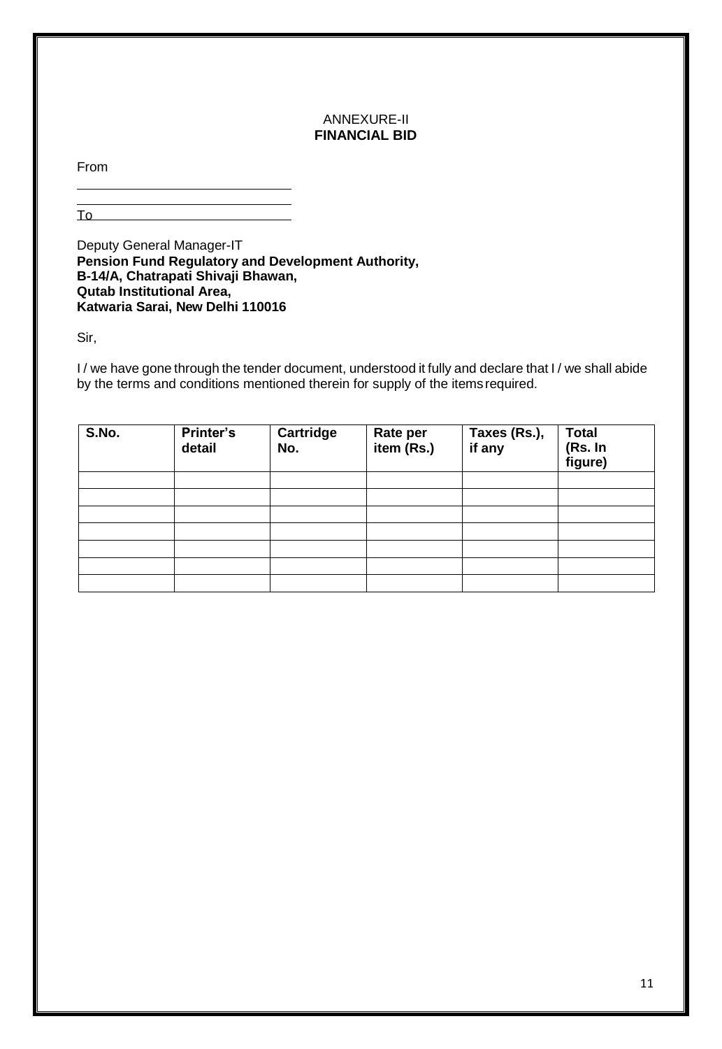ANNEXURE-II
**FINANCIAL BID**

From

\_\_\_\_\_\_\_\_\_\_\_\_\_\_\_\_\_\_\_\_\_\_\_\_\_\_\_\_\_\_

\_\_\_\_\_\_\_\_\_\_\_\_\_\_\_\_\_\_\_\_\_\_\_\_\_\_\_\_\_\_

To

Deputy General Manager-IT
**Pension Fund Regulatory and Development Authority,**
**B-14/A, Chatrapati Shivaji Bhawan,**
**Qutab Institutional Area,**
**Katwaria Sarai, New Delhi 110016**

Sir,

I / we have gone through the tender document, understood it fully and declare that I / we shall abide by the terms and conditions mentioned therein for supply of the items required.

| S.No. | Printer's detail | Cartridge No. | Rate per item (Rs.) | Taxes (Rs.), if any | Total (Rs. In figure) |
|---|---|---|---|---|---|
| | | | | | |
| | | | | | |
| | | | | | |
| | | | | | |
| | | | | | |
| | | | | | |
| | | | | | |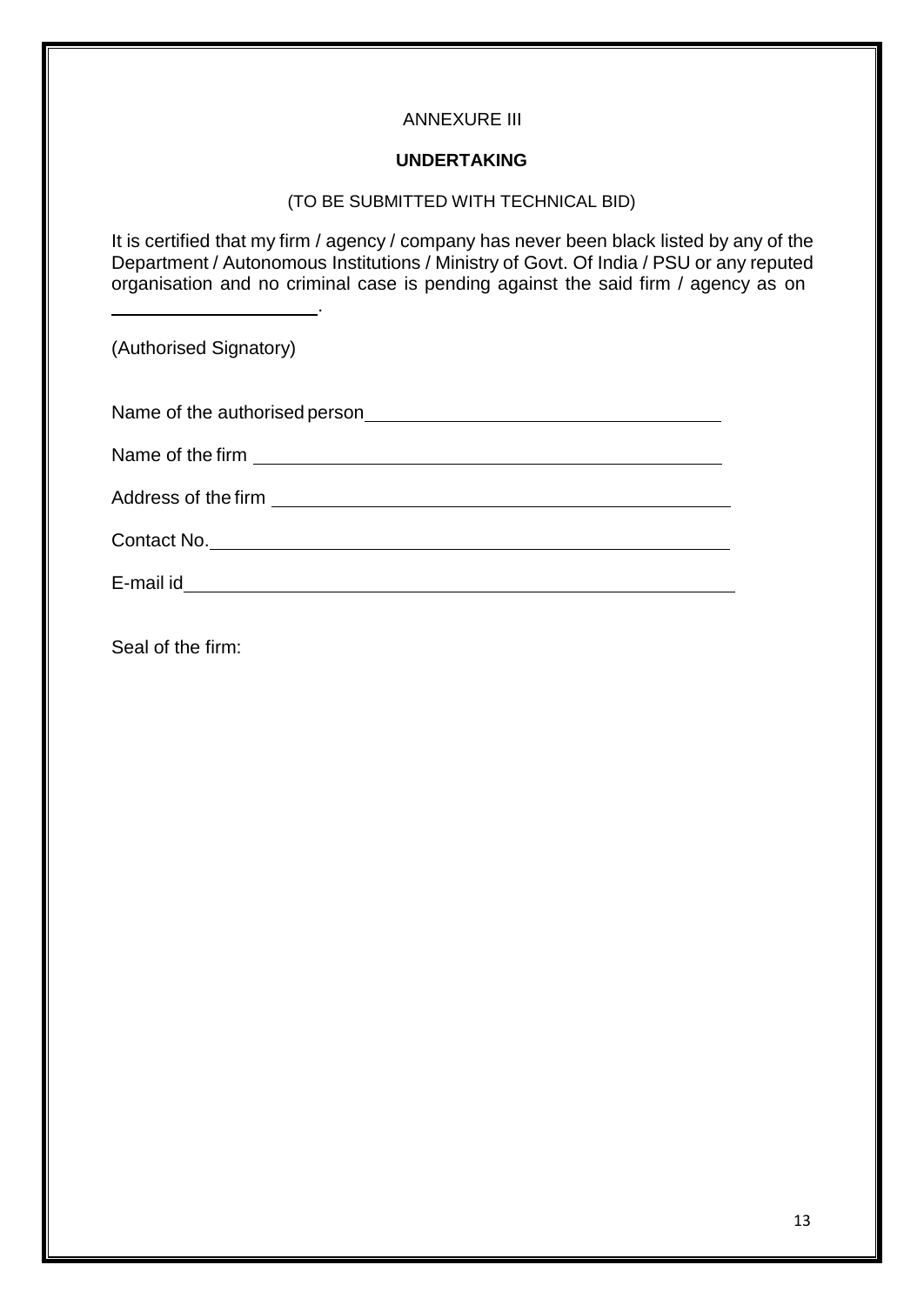ANNEXURE III

**UNDERTAKING**

(TO BE SUBMITTED WITH TECHNICAL BID)

It is certified that my firm / agency / company has never been black listed by any of the Department / Autonomous Institutions / Ministry of Govt. Of India / PSU or any reputed organisation and no criminal case is pending against the said firm / agency as on ____________________.

(Authorised Signatory)

Name of the authorised person ____________________________________

Name of the firm ____________________________________________

Address of the firm __________________________________________

Contact No. ________________________________________________

E-mail id __________________________________________________

Seal of the firm: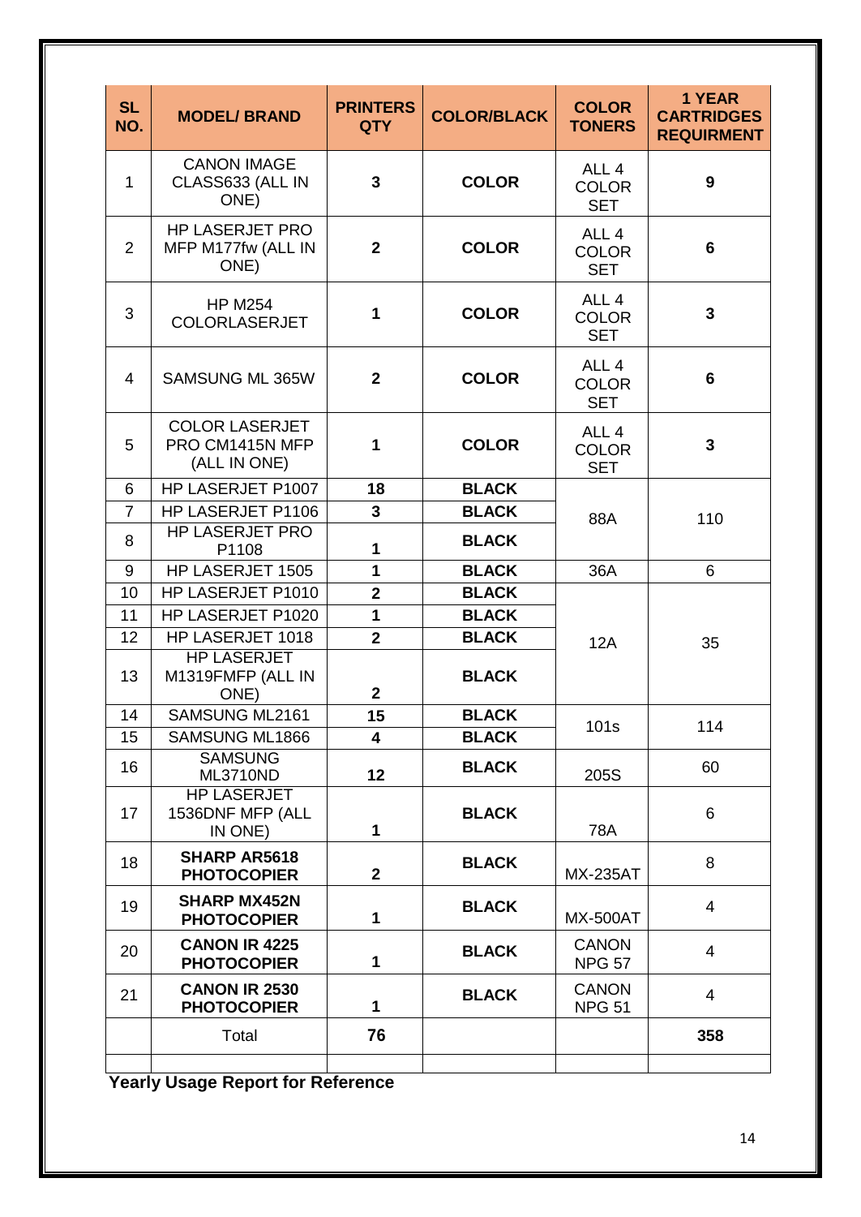| SL NO. | MODEL/ BRAND | PRINTERS QTY | COLOR/BLACK | COLOR TONERS | 1 YEAR CARTRIDGES REQUIRMENT |
|---|---|---|---|---|---|
| 1 | CANON IMAGE CLASS633 (ALL IN ONE) | **3** | **COLOR** | ALL 4 COLOR SET | **9** |
| 2 | HP LASERJET PRO MFP M177fw (ALL IN ONE) | **2** | **COLOR** | ALL 4 COLOR SET | **6** |
| 3 | HP M254 COLORLASERJET | **1** | **COLOR** | ALL 4 COLOR SET | **3** |
| 4 | SAMSUNG ML 365W | **2** | **COLOR** | ALL 4 COLOR SET | **6** |
| 5 | COLOR LASERJET PRO CM1415N MFP (ALL IN ONE) | **1** | **COLOR** | ALL 4 COLOR SET | **3** |
| 6 | HP LASERJET P1007 | **18** | **BLACK** | 88A | 110 |
| 7 | HP LASERJET P1106 | **3** | **BLACK** | | |
| 8 | HP LASERJET PRO P1108 | **1** | **BLACK** | | |
| 9 | HP LASERJET 1505 | **1** | **BLACK** | 36A | 6 |
| 10 | HP LASERJET P1010 | **2** | **BLACK** | 12A | 35 |
| 11 | HP LASERJET P1020 | **1** | **BLACK** | | |
| 12 | HP LASERJET 1018 | **2** | **BLACK** | | |
| 13 | HP LASERJET M1319FMFP (ALL IN ONE) | **2** | **BLACK** | | |
| 14 | SAMSUNG ML2161 | **15** | **BLACK** | 101s | 114 |
| 15 | SAMSUNG ML1866 | **4** | **BLACK** | | |
| 16 | SAMSUNG ML3710ND | **12** | **BLACK** | 205S | 60 |
| 17 | HP LASERJET 1536DNF MFP (ALL IN ONE) | **1** | **BLACK** | 78A | 6 |
| 18 | **SHARP AR5618 PHOTOCOPIER** | **2** | **BLACK** | MX-235AT | 8 |
| 19 | **SHARP MX452N PHOTOCOPIER** | **1** | **BLACK** | MX-500AT | 4 |
| 20 | **CANON IR 4225 PHOTOCOPIER** | **1** | **BLACK** | CANON NPG 57 | 4 |
| 21 | **CANON IR 2530 PHOTOCOPIER** | **1** | **BLACK** | CANON NPG 51 | 4 |
| | Total | **76** | | | **358** |
| | | | | | |

**Yearly Usage Report for Reference**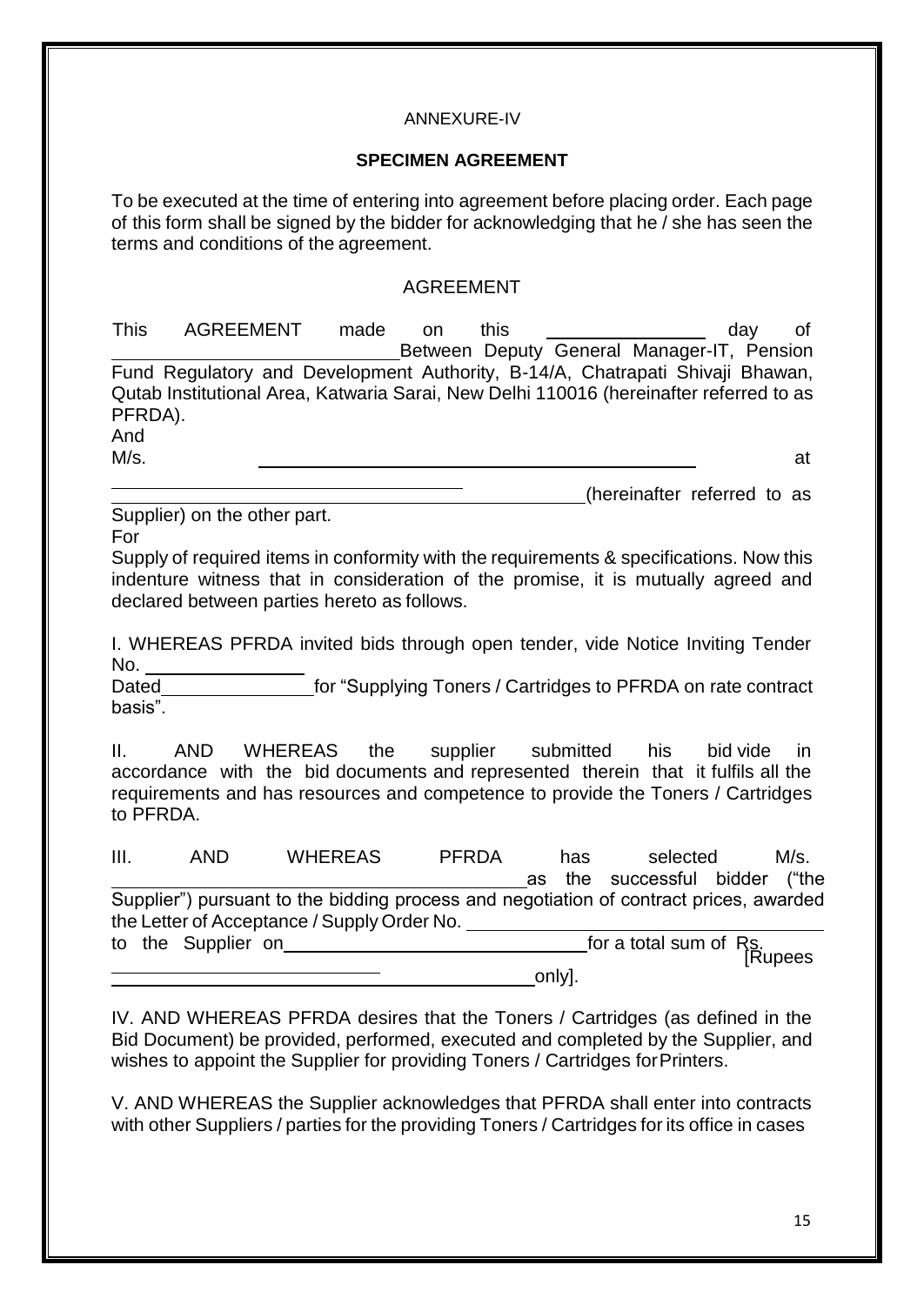ANNEXURE-IV

**SPECIMEN AGREEMENT**

To be executed at the time of entering into agreement before placing order. Each page of this form shall be signed by the bidder for acknowledging that he / she has seen the terms and conditions of the agreement.

AGREEMENT

This AGREEMENT made on this ______________ day of ____________________________ Between Deputy General Manager-IT, Pension Fund Regulatory and Development Authority, B-14/A, Chatrapati Shivaji Bhawan, Qutab Institutional Area, Katwaria Sarai, New Delhi 110016 (hereinafter referred to as PFRDA).

And

M/s. ________________________________________ at ________________________________________________ (hereinafter referred to as Supplier) on the other part.

For

Supply of required items in conformity with the requirements & specifications. Now this indenture witness that in consideration of the promise, it is mutually agreed and declared between parties hereto as follows.

I. WHEREAS PFRDA invited bids through open tender, vide Notice Inviting Tender No. ______________

Dated______________ for "Supplying Toners / Cartridges to PFRDA on rate contract basis".

II. AND WHEREAS the supplier submitted his bid vide in accordance with the bid documents and represented therein that it fulfils all the requirements and has resources and competence to provide the Toners / Cartridges to PFRDA.

III. AND WHEREAS PFRDA has selected M/s. ________________________________________ as the successful bidder ("the Supplier") pursuant to the bidding process and negotiation of contract prices, awarded the Letter of Acceptance / Supply Order No. ________________________________ to the Supplier on ____________________________ for a total sum of Rs. ____________________________ [Rupees ________________________________________ only].

IV. AND WHEREAS PFRDA desires that the Toners / Cartridges (as defined in the Bid Document) be provided, performed, executed and completed by the Supplier, and wishes to appoint the Supplier for providing Toners / Cartridges for Printers.

V. AND WHEREAS the Supplier acknowledges that PFRDA shall enter into contracts with other Suppliers / parties for the providing Toners / Cartridges for its office in cases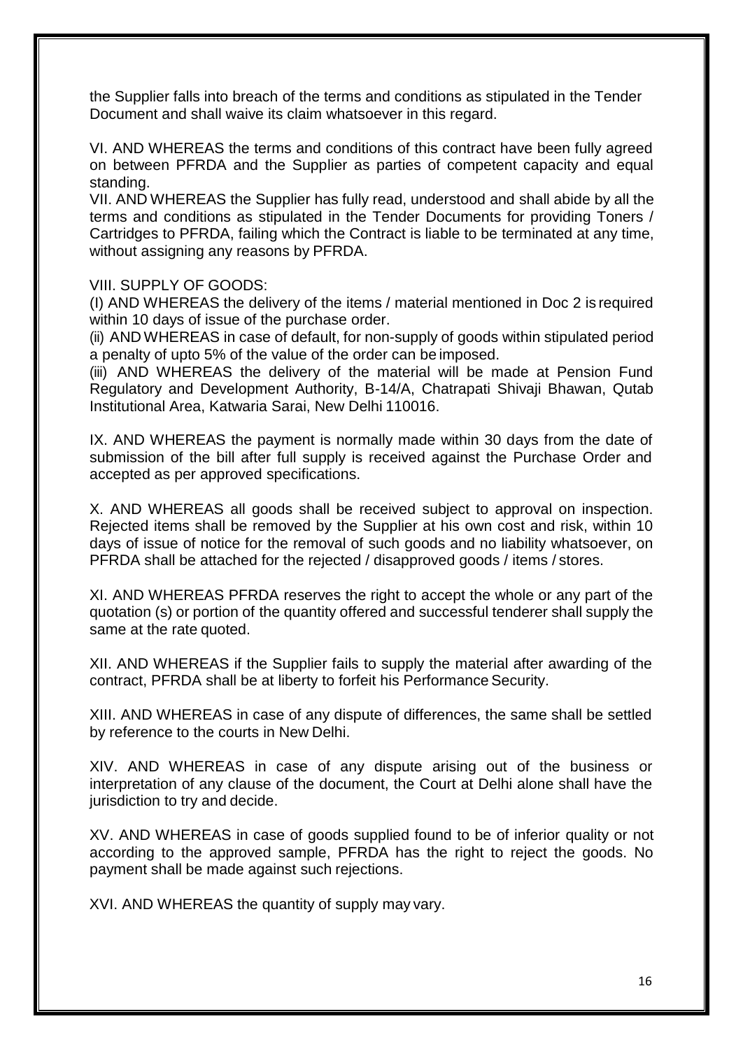the Supplier falls into breach of the terms and conditions as stipulated in the Tender Document and shall waive its claim whatsoever in this regard.

VI. AND WHEREAS the terms and conditions of this contract have been fully agreed on between PFRDA and the Supplier as parties of competent capacity and equal standing.

VII. AND WHEREAS the Supplier has fully read, understood and shall abide by all the terms and conditions as stipulated in the Tender Documents for providing Toners / Cartridges to PFRDA, failing which the Contract is liable to be terminated at any time, without assigning any reasons by PFRDA.

VIII. SUPPLY OF GOODS:

(I) AND WHEREAS the delivery of the items / material mentioned in Doc 2 is required within 10 days of issue of the purchase order.

(ii) AND WHEREAS in case of default, for non-supply of goods within stipulated period a penalty of upto 5% of the value of the order can be imposed.

(iii) AND WHEREAS the delivery of the material will be made at Pension Fund Regulatory and Development Authority, B-14/A, Chatrapati Shivaji Bhawan, Qutab Institutional Area, Katwaria Sarai, New Delhi 110016.

IX. AND WHEREAS the payment is normally made within 30 days from the date of submission of the bill after full supply is received against the Purchase Order and accepted as per approved specifications.

X. AND WHEREAS all goods shall be received subject to approval on inspection. Rejected items shall be removed by the Supplier at his own cost and risk, within 10 days of issue of notice for the removal of such goods and no liability whatsoever, on PFRDA shall be attached for the rejected / disapproved goods / items / stores.

XI. AND WHEREAS PFRDA reserves the right to accept the whole or any part of the quotation (s) or portion of the quantity offered and successful tenderer shall supply the same at the rate quoted.

XII. AND WHEREAS if the Supplier fails to supply the material after awarding of the contract, PFRDA shall be at liberty to forfeit his Performance Security.

XIII. AND WHEREAS in case of any dispute of differences, the same shall be settled by reference to the courts in New Delhi.

XIV. AND WHEREAS in case of any dispute arising out of the business or interpretation of any clause of the document, the Court at Delhi alone shall have the jurisdiction to try and decide.

XV. AND WHEREAS in case of goods supplied found to be of inferior quality or not according to the approved sample, PFRDA has the right to reject the goods. No payment shall be made against such rejections.

XVI. AND WHEREAS the quantity of supply may vary.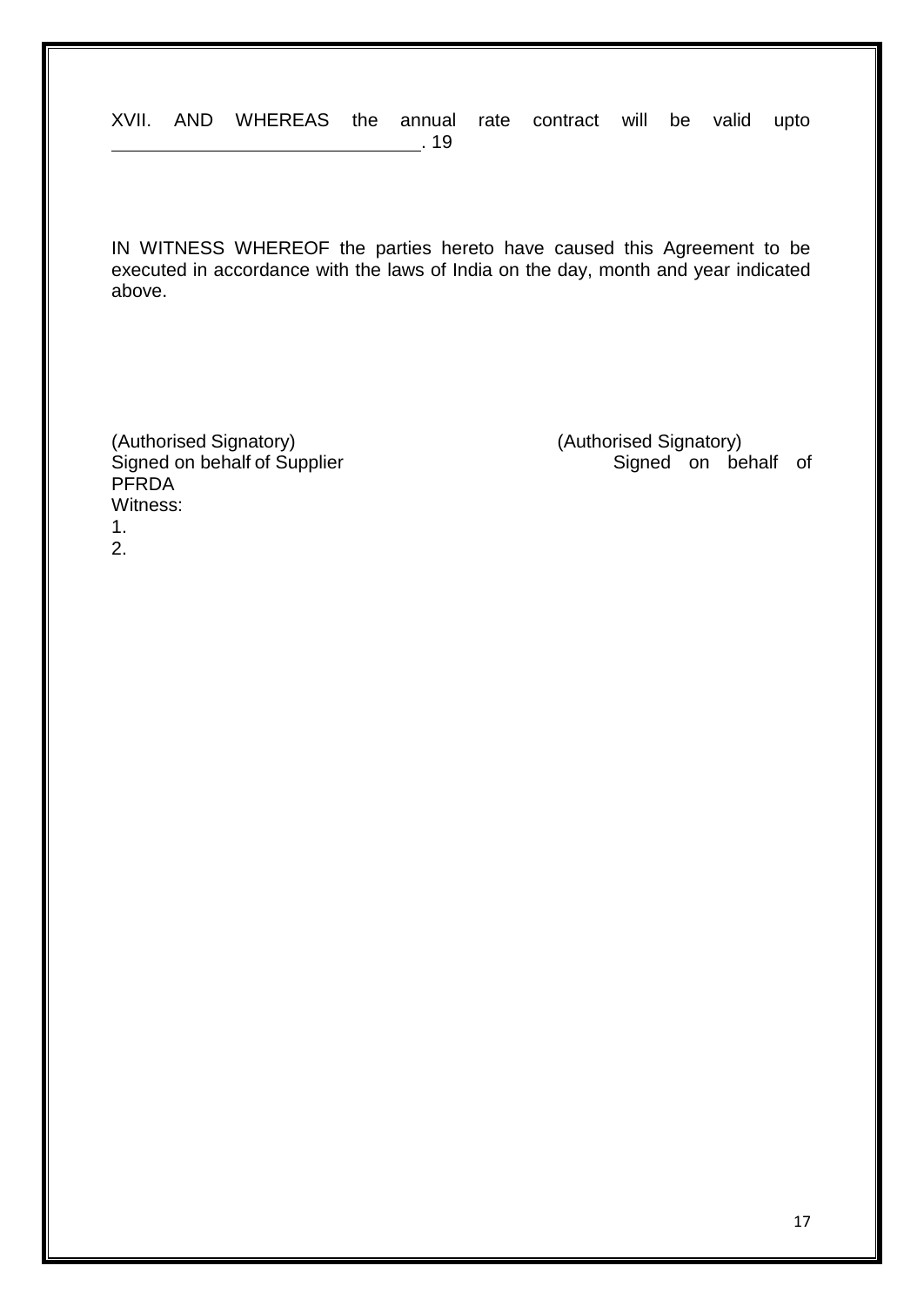XVII. AND WHEREAS the annual rate contract will be valid upto \_\_\_\_\_\_\_\_\_\_\_\_\_\_\_\_\_\_\_\_\_\_\_\_\_\_\_\_\_\_. 19

IN WITNESS WHEREOF the parties hereto have caused this Agreement to be executed in accordance with the laws of India on the day, month and year indicated above.

(Authorised Signatory)
Signed on behalf of Supplier

(Authorised Signatory)
Signed on behalf of PFRDA

Witness:

1.
2.